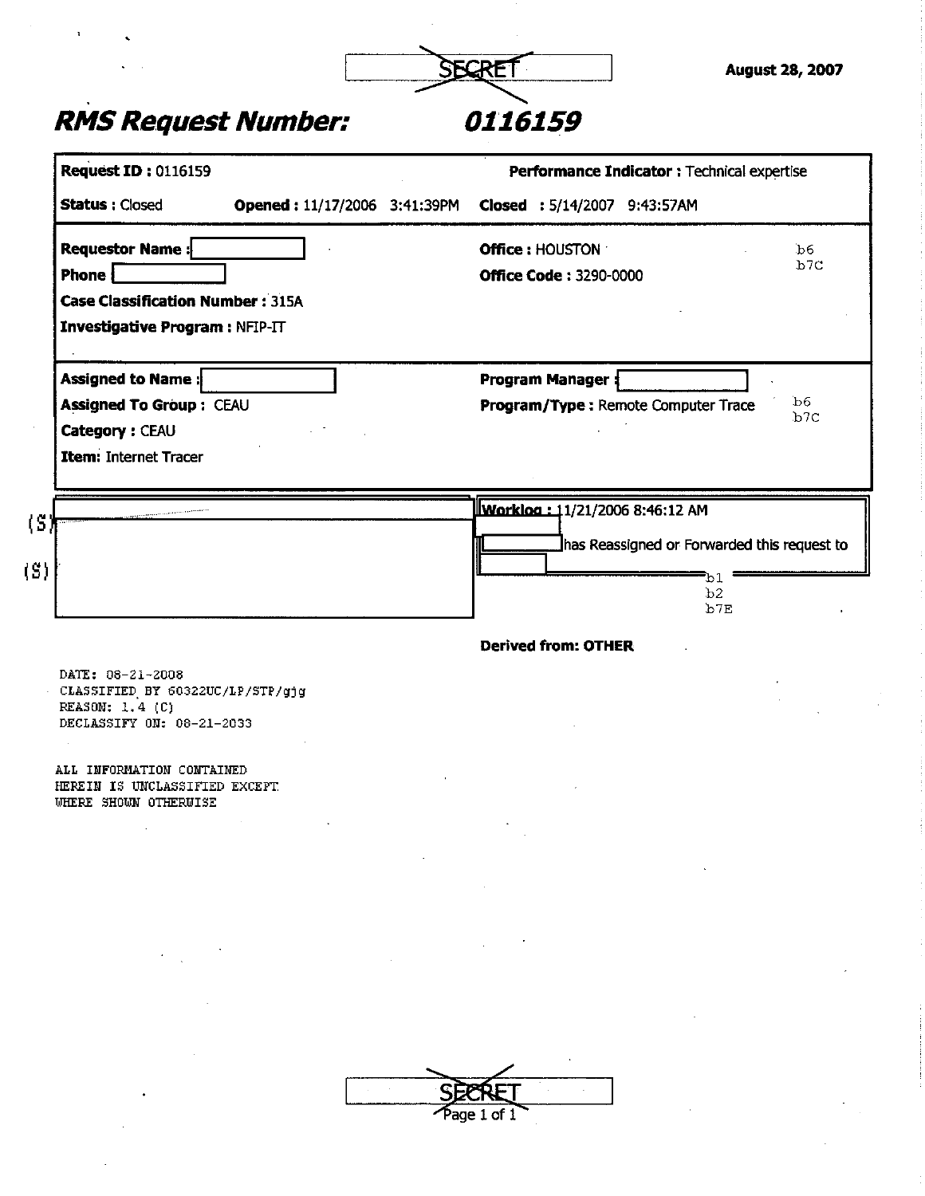SECRET

August 28, 2007

# RMS Request Number: 0116159

**Request ID :** 0116159

**Performance Indicator :** Technical expertise

**Status :** Closed **Opened :** 11/17/2006 3:41:39PM **Closed :** 5/14/2007 9:43:57AM

**Requestor Name :** [redacted]

**Phone** [redacted]

**Office :** HOUSTON

**Office Code :** 3290-0000

b6
b7C

**Case Classification Number :** 315A

**Investigative Program :** NFIP-IT

**Assigned to Name :** [redacted]

**Assigned To Group :** CEAU

**Category :** CEAU

**Item:** Internet Tracer

**Program Manager :** [redacted]

**Program/Type :** Remote Computer Trace

b6
b7C

(S) [redacted]

(S) [redacted]

**Workloq :** 11/21/2006 8:46:12 AM

[redacted] has Reassigned or Forwarded this request to [redacted]

b1
b2
b7E

**Derived from: OTHER**

DATE: 08-21-2008
CLASSIFIED BY 60322UC/LP/STP/gjg
REASON: 1.4 (C)
DECLASSIFY ON: 08-21-2033

ALL INFORMATION CONTAINED
HEREIN IS UNCLASSIFIED EXCEPT
WHERE SHOWN OTHERWISE

SECRET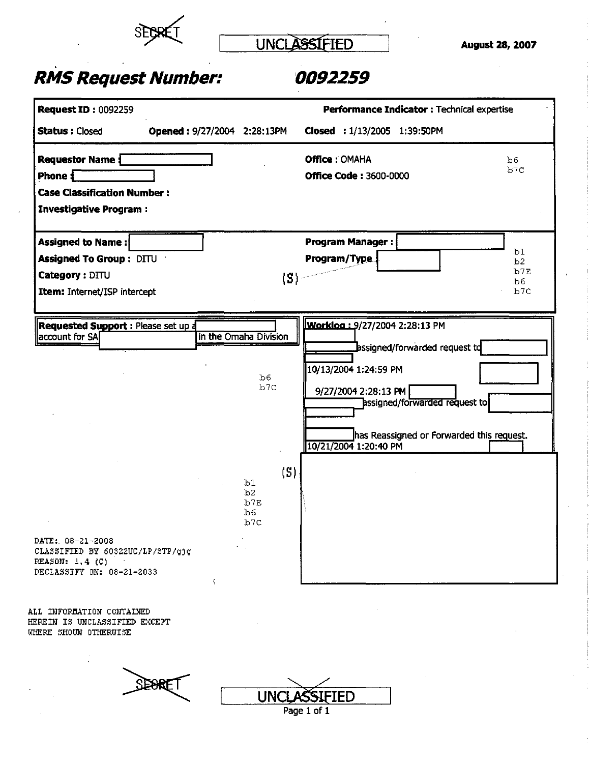~~SECRET~~ ~~UNCLASSIFIED~~ August 28, 2007

# RMS Request Number: 0092259

**Request ID :** 0092259 **Performance Indicator :** Technical expertise

**Status :** Closed **Opened :** 9/27/2004 2:28:13PM **Closed :** 1/13/2005 1:39:50PM

**Requestor Name :** [redacted] **Office :** OMAHA b6 b7C

**Phone :** [redacted] **Office Code :** 3600-0000

**Case Classification Number :**

**Investigative Program :**

**Assigned to Name :** [redacted] **Program Manager :** [redacted] b1 b2 b7E b6 b7C

**Assigned To Group :** DITU **Program/Type :** [redacted] (S)

**Category :** DITU

**Item:** Internet/ISP intercept

**Requested Support :** Please set up a [redacted] account for SA [redacted] in the Omaha Division

b6 b7C

**Workload :** 9/27/2004 2:28:13 PM [redacted]

[redacted] assigned/forwarded request to [redacted]

10/13/2004 1:24:59 PM [redacted]

9/27/2004 2:28:13 PM [redacted] assigned/forwarded request to [redacted]

[redacted] has Reassigned or Forwarded this request.

10/21/2004 1:20:40 PM [redacted]

(S) [redacted]

b1 b2 b7E b6 b7C

DATE: 08-21-2008
CLASSIFIED BY 60322UC/LP/STP/gjg
REASON: 1.4 (C)
DECLASSIFY ON: 08-21-2033

ALL INFORMATION CONTAINED
HEREIN IS UNCLASSIFIED EXCEPT
WHERE SHOWN OTHERWISE

~~SECRET~~ ~~UNCLASSIFIED~~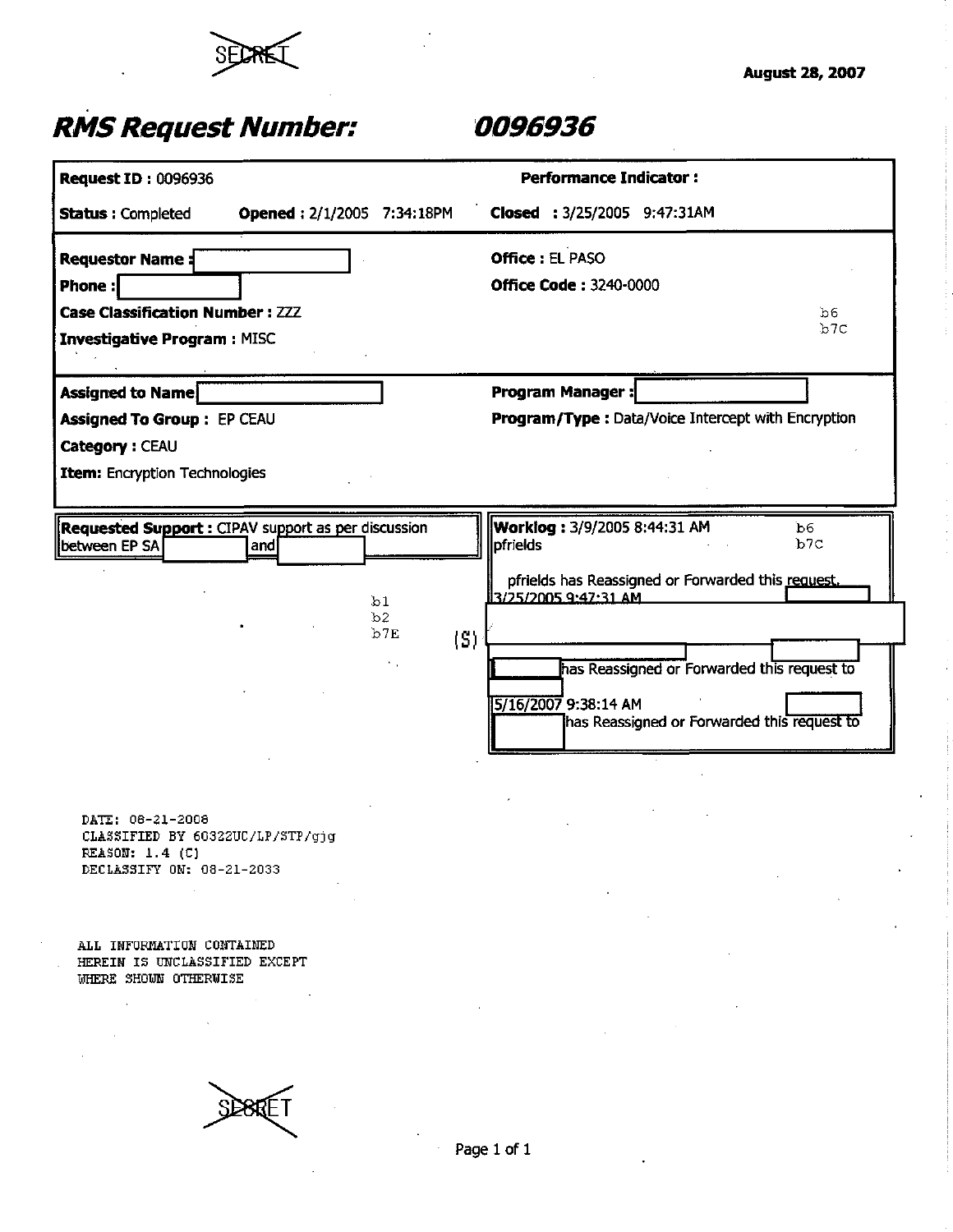~~SECRET~~

August 28, 2007

# RMS Request Number: 0096936

**Request ID :** 0096936

**Performance Indicator :**

**Status :** Completed **Opened :** 2/1/2005 7:34:18PM **Closed :** 3/25/2005 9:47:31AM

**Requestor Name :** [redacted]

**Phone :** [redacted]

**Office :** EL PASO

**Office Code :** 3240-0000

**Case Classification Number :** ZZZ

**Investigative Program :** MISC

b6
b7C

**Assigned to Name** [redacted]

**Program Manager :** [redacted]

**Assigned To Group :** EP CEAU

**Program/Type :** Data/Voice Intercept with Encryption

**Category :** CEAU

**Item:** Encryption Technologies

**Requested Support :** CIPAV support as per discussion between EP SA [redacted] and [redacted]

b1
b2
b7E

(S)

**Worklog :** 3/9/2005 8:44:31 AM
pfrields

b6
b7C

pfrields has Reassigned or Forwarded this request.
3/25/2005 9:47:31 AM [redacted]

[redacted]

[redacted] [redacted]

[redacted] has Reassigned or Forwarded this request to [redacted]

5/16/2007 9:38:14 AM [redacted]
[redacted] has Reassigned or Forwarded this request to

DATE: 08-21-2008
CLASSIFIED BY 60322UC/LP/STP/gjg
REASON: 1.4 (C)
DECLASSIFY ON: 08-21-2033

ALL INFORMATION CONTAINED
HEREIN IS UNCLASSIFIED EXCEPT
WHERE SHOWN OTHERWISE

~~SECRET~~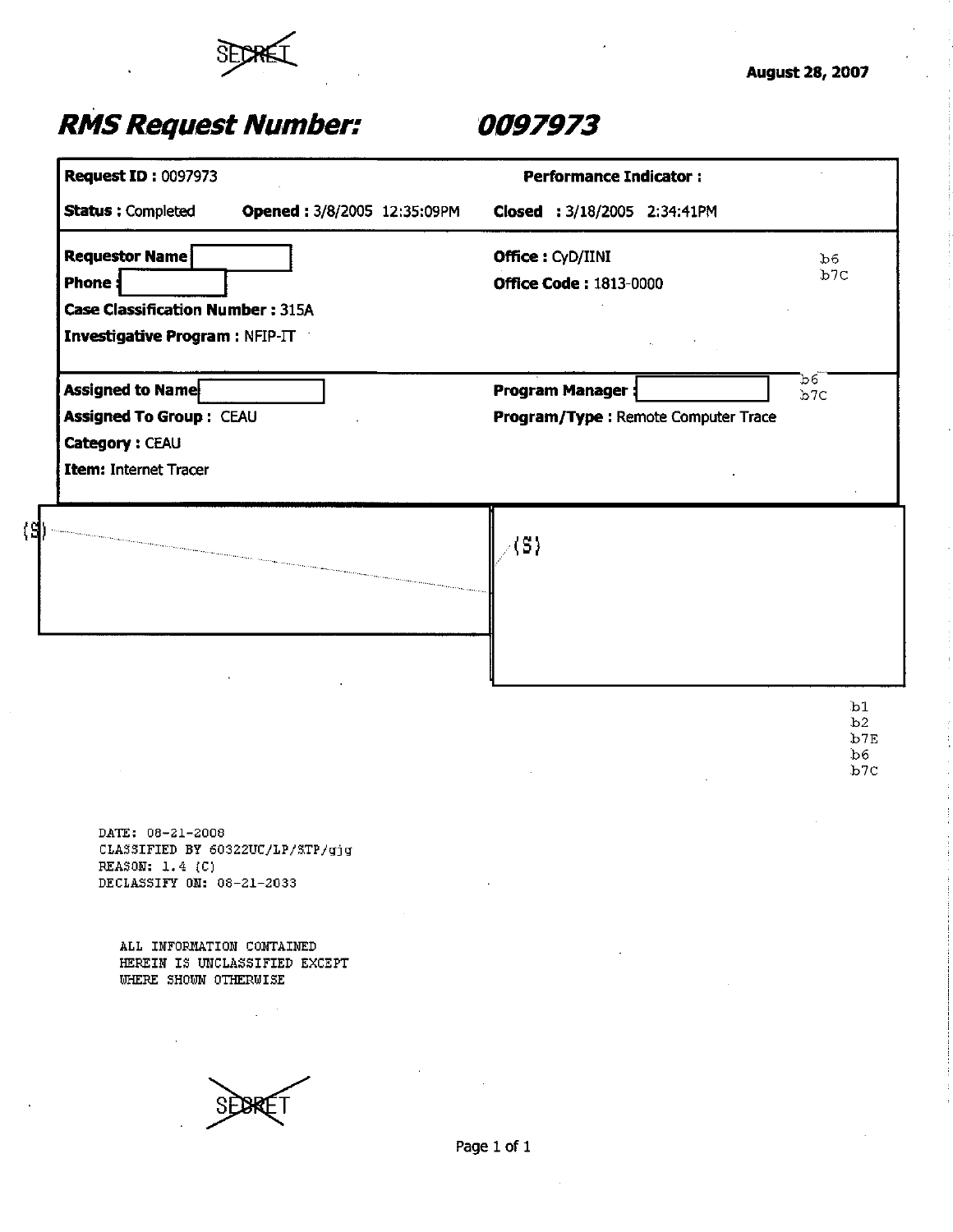~~SECRET~~

August 28, 2007

# RMS Request Number: 0097973

**Request ID :** 0097973 | **Performance Indicator :**

**Status :** Completed | **Opened :** 3/8/2005 12:35:09PM | **Closed :** 3/18/2005 2:34:41PM

**Requestor Name** [redacted]
**Phone :** [redacted]
**Case Classification Number :** 315A
**Investigative Program :** NFIP-IT

**Office :** CyD/IINI
**Office Code :** 1813-0000

b6
b7C

**Assigned to Name** [redacted]
**Assigned To Group :** CEAU
**Category :** CEAU
**Item:** Internet Tracer

**Program Manager :** [redacted]
**Program/Type :** Remote Computer Trace

b6
b7C

(S) [redacted]

(S) [redacted]

b1
b2
b7E
b6
b7C

DATE: 08-21-2008
CLASSIFIED BY 60322UC/LP/STP/gjg
REASON: 1.4 (C)
DECLASSIFY ON: 08-21-2033

ALL INFORMATION CONTAINED
HEREIN IS UNCLASSIFIED EXCEPT
WHERE SHOWN OTHERWISE

~~SECRET~~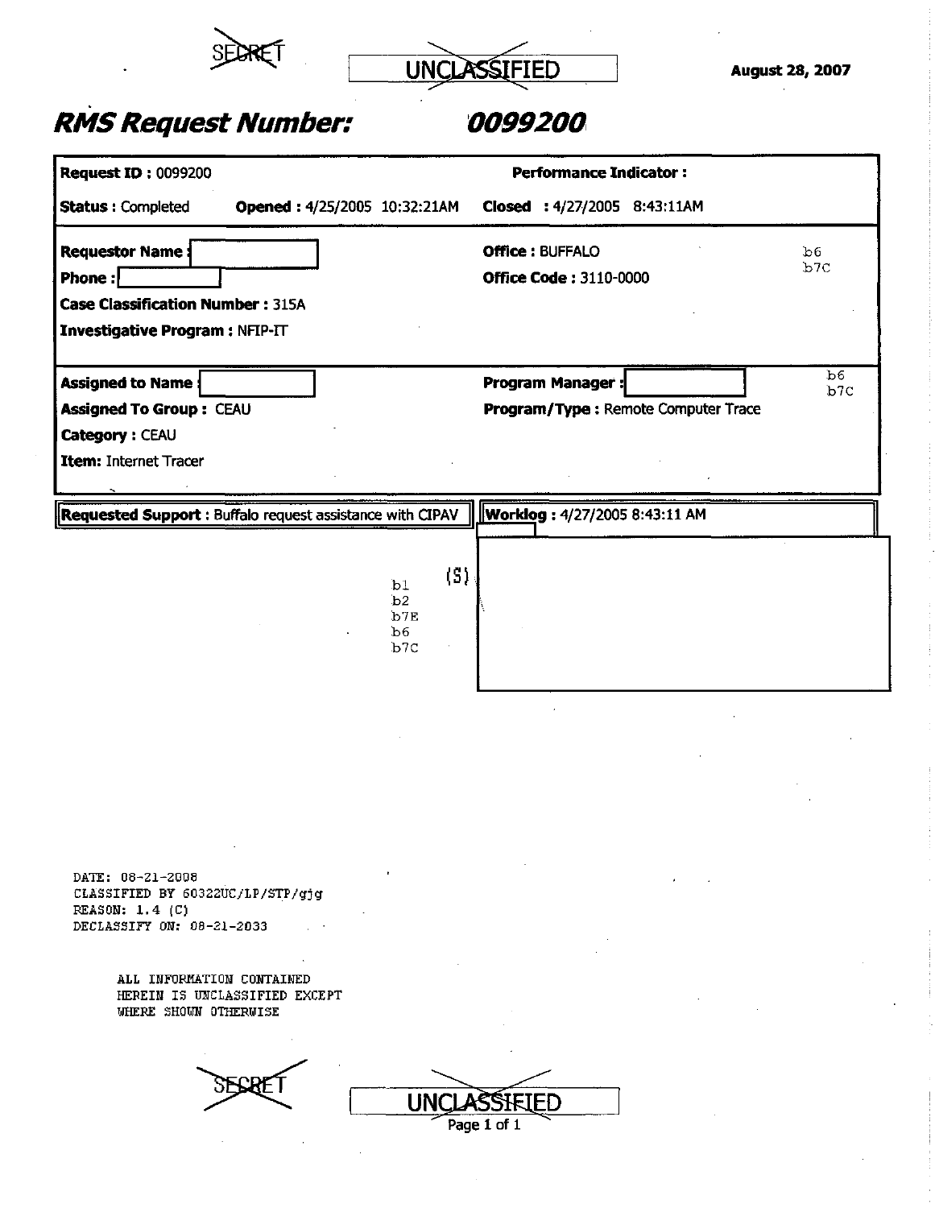~~SECRET~~ ~~UNCLASSIFIED~~ **August 28, 2007**

# *RMS Request Number: 0099200*

**Request ID :** 0099200 **Performance Indicator :**

**Status :** Completed **Opened :** 4/25/2005 10:32:21AM **Closed :** 4/27/2005 8:43:11AM

**Requestor Name :** [redacted] **Office :** BUFFALO b6 b7C

**Phone :** [redacted] **Office Code :** 3110-0000

**Case Classification Number :** 315A

**Investigative Program :** NFIP-IT

**Assigned to Name :** [redacted] **Program Manager :** [redacted] b6 b7C

**Assigned To Group :** CEAU **Program/Type :** Remote Computer Trace

**Category :** CEAU

**Item:** Internet Tracer

**Requested Support :** Buffalo request assistance with CIPAV

**Worklog :** 4/27/2005 8:43:11 AM [redacted]

(S) [redacted] b1 b2 b7E b6 b7C

DATE: 08-21-2008
CLASSIFIED BY 60322UC/LP/STP/gjg
REASON: 1.4 (C)
DECLASSIFY ON: 08-21-2033

ALL INFORMATION CONTAINED
HEREIN IS UNCLASSIFIED EXCEPT
WHERE SHOWN OTHERWISE

~~SECRET~~ ~~UNCLASSIFIED~~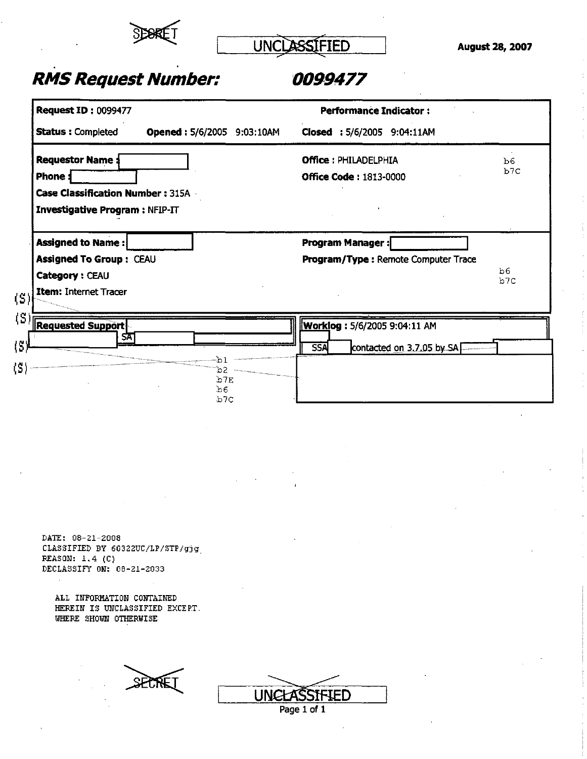~~SECRET~~ UNCLASSIFIED

August 28, 2007

# *RMS Request Number: 0099477*

**Request ID :** 0099477

**Performance Indicator :**

**Status :** Completed **Opened :** 5/6/2005 9:03:10AM **Closed :** 5/6/2005 9:04:11AM

**Requestor Name :** [redacted]

**Phone :** [redacted]

**Case Classification Number :** 315A

**Investigative Program :** NFIP-IT

**Office :** PHILADELPHIA

**Office Code :** 1813-0000

b6
b7C

**Assigned to Name :** [redacted]

**Assigned To Group :** CEAU

**Category :** CEAU

**Item:** Internet Tracer

**Program Manager :** [redacted]

**Program/Type :** Remote Computer Trace

b6
b7C

(S)
(S) **Requested Support** [redacted]
(S) [redacted] SA [redacted]
(S)

**Worklog :** 5/6/2005 9:04:11 AM

[redacted]

SSA [redacted] contacted on 3.7.05 by SA [redacted] [redacted]

[redacted]

b1
b2
b7E
b6
b7C

DATE: 08-21-2008
CLASSIFIED BY 60322UC/LP/STP/gjg
REASON: 1.4 (C)
DECLASSIFY ON: 08-21-2033

ALL INFORMATION CONTAINED
HEREIN IS UNCLASSIFIED EXCEPT
WHERE SHOWN OTHERWISE

~~SECRET~~ UNCLASSIFIED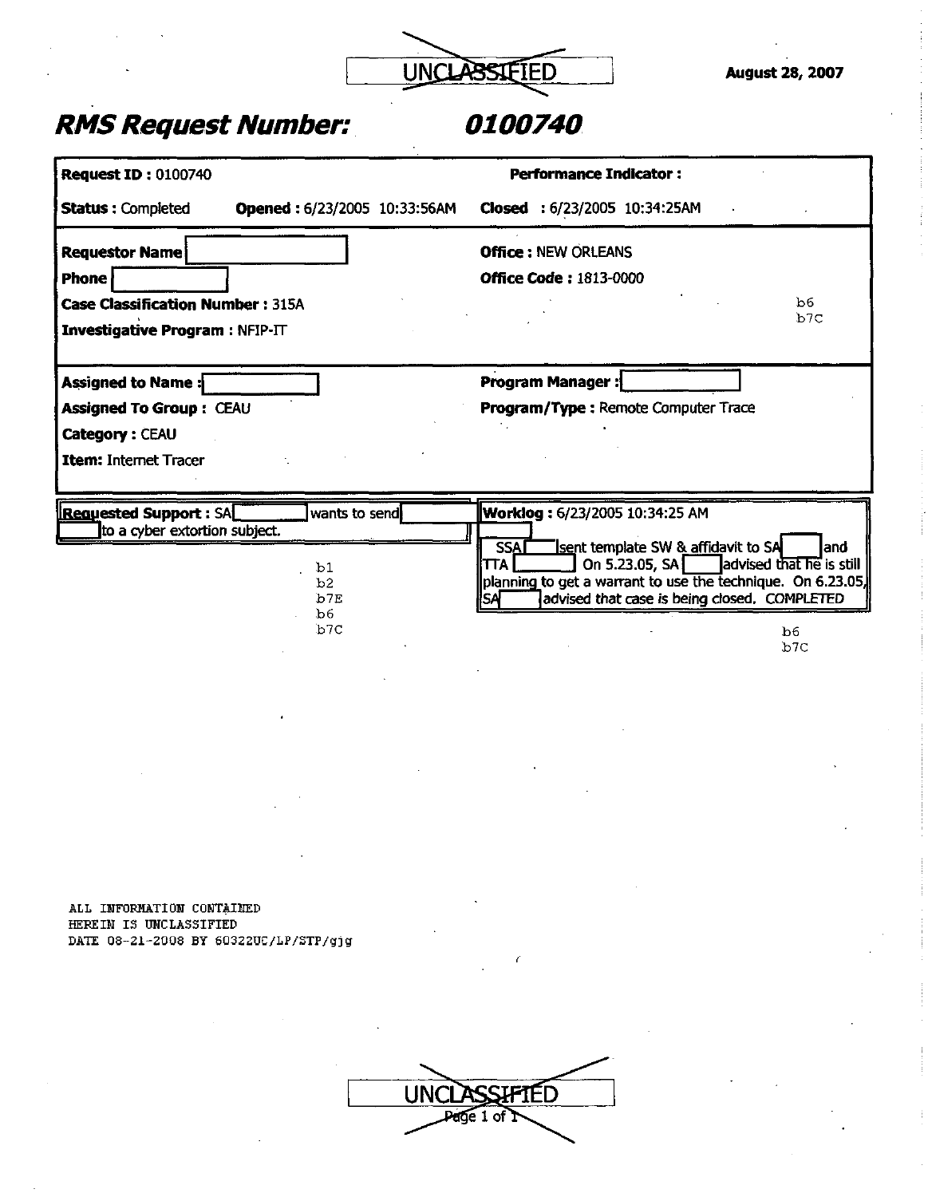~~UNCLASSIFIED~~

**August 28, 2007**

# *RMS Request Number: 0100740*

**Request ID :** 0100740

**Performance Indicator :**

**Status :** Completed **Opened :** 6/23/2005 10:33:56AM **Closed :** 6/23/2005 10:34:25AM

**Requestor Name** [redacted]

**Phone** [redacted]

**Case Classification Number :** 315A

**Investigative Program :** NFIP-IT

**Office :** NEW ORLEANS

**Office Code :** 1813-0000

b6
b7C

**Assigned to Name :** [redacted]

**Assigned To Group :** CEAU

**Category :** CEAU

**Item:** Internet Tracer

**Program Manager :** [redacted]

**Program/Type :** Remote Computer Trace

**Requested Support :** SA [redacted] wants to send [redacted] [redacted] to a cyber extortion subject.

b1
b2
b7E
b6
b7C

**Worklog :** 6/23/2005 10:34:25 AM

[redacted]

SSA [redacted] sent template SW & affidavit to SA [redacted] and TTA [redacted] On 5.23.05, SA [redacted] advised that he is still planning to get a warrant to use the technique. On 6.23.05, SA [redacted] advised that case is being closed. *COMPLETED*

b6
b7C

ALL INFORMATION CONTAINED
HEREIN IS UNCLASSIFIED
DATE 08-21-2008 BY 60322UC/LP/STP/gjg

~~UNCLASSIFIED~~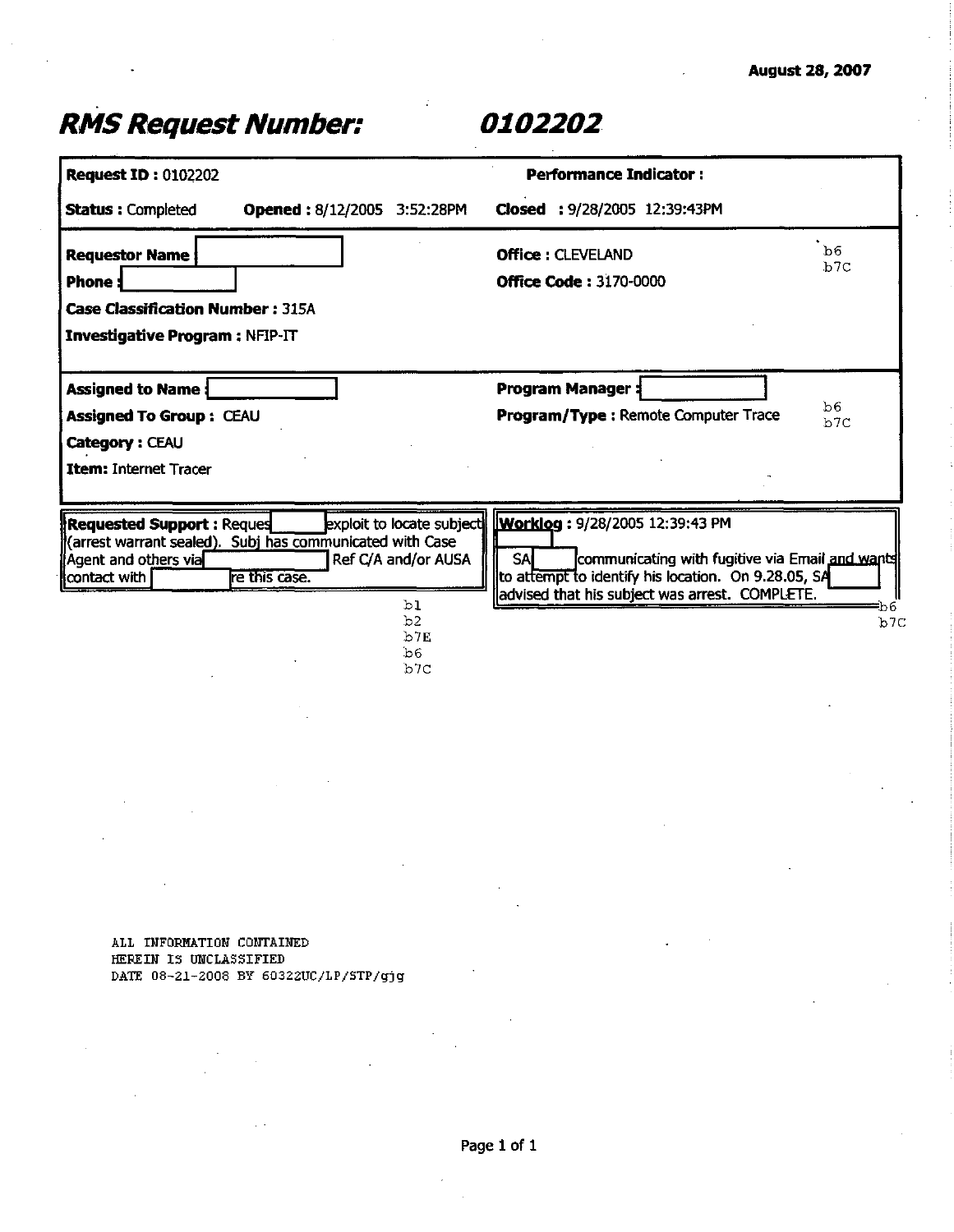August 28, 2007

# RMS Request Number: 0102202

**Request ID :** 0102202

**Performance Indicator :**

**Status :** Completed **Opened :** 8/12/2005 3:52:28PM **Closed :** 9/28/2005 12:39:43PM

**Requestor Name** [redacted]

**Phone :** [redacted]

**Office :** CLEVELAND

**Office Code :** 3170-0000

b6
b7C

**Case Classification Number :** 315A

**Investigative Program :** NFIP-IT

**Assigned to Name :** [redacted]

**Assigned To Group :** CEAU

**Category :** CEAU

**Item:** Internet Tracer

**Program Manager :** [redacted]

**Program/Type :** Remote Computer Trace

b6
b7C

**Requested Support :** Reques[redacted] exploit to locate subject (arrest warrant sealed). Subj has communicated with Case Agent and others via [redacted] Ref C/A and/or AUSA contact with [redacted] re this case.

b1
b2
b7E
b6
b7C

**Worklog :** 9/28/2005 12:39:43 PM [redacted]

SA [redacted] communicating with fugitive via Email and wants to attempt to identify his location. On 9.28.05, SA [redacted] advised that his subject was arrest. COMPLETE.

b6
b7C

ALL INFORMATION CONTAINED
HEREIN IS UNCLASSIFIED
DATE 08-21-2008 BY 60322UC/LP/STP/gjg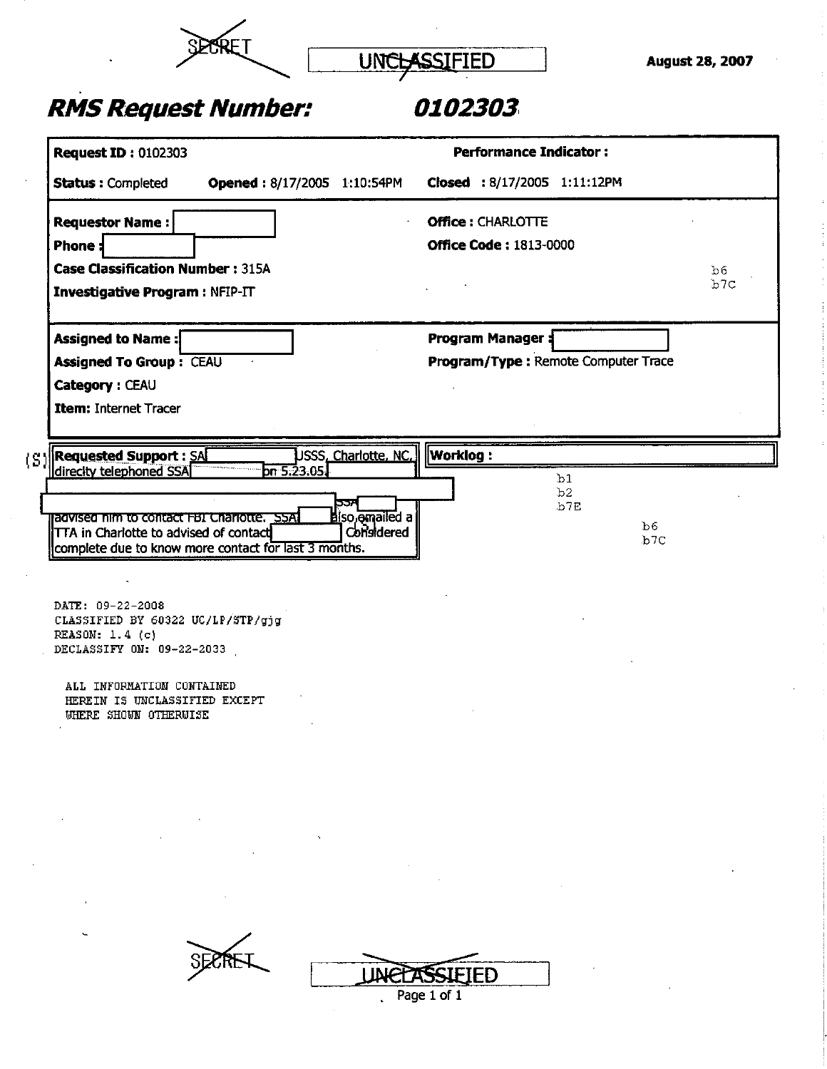~~SECRET~~ ~~UNCLASSIFIED~~ **August 28, 2007**

# *RMS Request Number: 0102303*

**Request ID :** 0102303 **Performance Indicator :**

**Status :** Completed **Opened :** 8/17/2005 1:10:54PM **Closed :** 8/17/2005 1:11:12PM

**Requestor Name :** [redacted] **Office :** CHARLOTTE

**Phone :** [redacted] **Office Code :** 1813-0000

**Case Classification Number :** 315A b6 b7C

**Investigative Program :** NFIP-IT

**Assigned to Name :** [redacted] **Program Manager :** [redacted]

**Assigned To Group :** CEAU **Program/Type :** Remote Computer Trace

**Category :** CEAU

**Item:** Internet Tracer

(S) **Requested Support :** SA [redacted] USSS, Charlotte, NC, directly telephoned SSA [redacted] on 5.23.05. [redacted] SSA [redacted] advised him to contact FBI Charlotte. SSA [redacted] also emailed a TTA in Charlotte to advised of contact [redacted] Considered complete due to know more contact for last 3 months. (S)

**Worklog :**

b1 b2 b7E b6 b7C

DATE: 09-22-2008
CLASSIFIED BY 60322 UC/LP/STP/gjg
REASON: 1.4 (c)
DECLASSIFY ON: 09-22-2033

ALL INFORMATION CONTAINED
HEREIN IS UNCLASSIFIED EXCEPT
WHERE SHOWN OTHERWISE

~~SECRET~~ ~~UNCLASSIFIED~~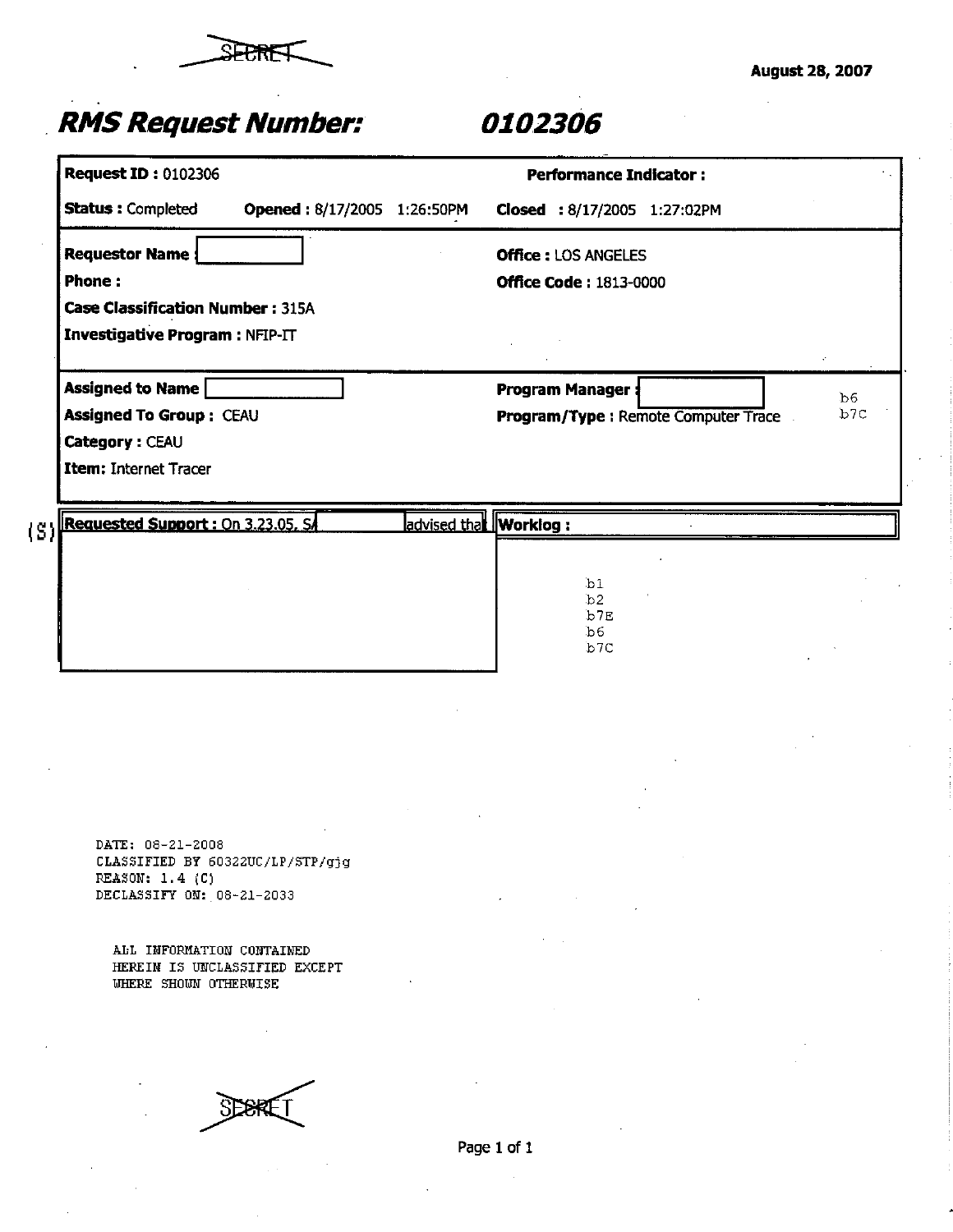~~SECRET~~

August 28, 2007

# RMS Request Number: 0102306

| | |
|---|---|
| **Request ID :** 0102306 | **Performance Indicator :** |
| **Status :** Completed **Opened :** 8/17/2005 1:26:50PM | **Closed :** 8/17/2005 1:27:02PM |
| **Requestor Name :** [redacted] | **Office :** LOS ANGELES |
| **Phone :** | **Office Code :** 1813-0000 |
| **Case Classification Number :** 315A | |
| **Investigative Program :** NFIP-IT | |
| **Assigned to Name** [redacted] | **Program Manager :** [redacted] |
| **Assigned To Group :** CEAU | **Program/Type :** Remote Computer Trace |
| **Category :** CEAU | |
| **Item:** Internet Tracer | |

b6
b7C

(S) **Requested Support :** On 3.23.05, SA [redacted] advised that [redacted]

**Worklog :**

b1
b2
b7E
b6
b7C

DATE: 08-21-2008
CLASSIFIED BY 60322UC/LP/STP/gjg
REASON: 1.4 (C)
DECLASSIFY ON: 08-21-2033

ALL INFORMATION CONTAINED
HEREIN IS UNCLASSIFIED EXCEPT
WHERE SHOWN OTHERWISE

~~SECRET~~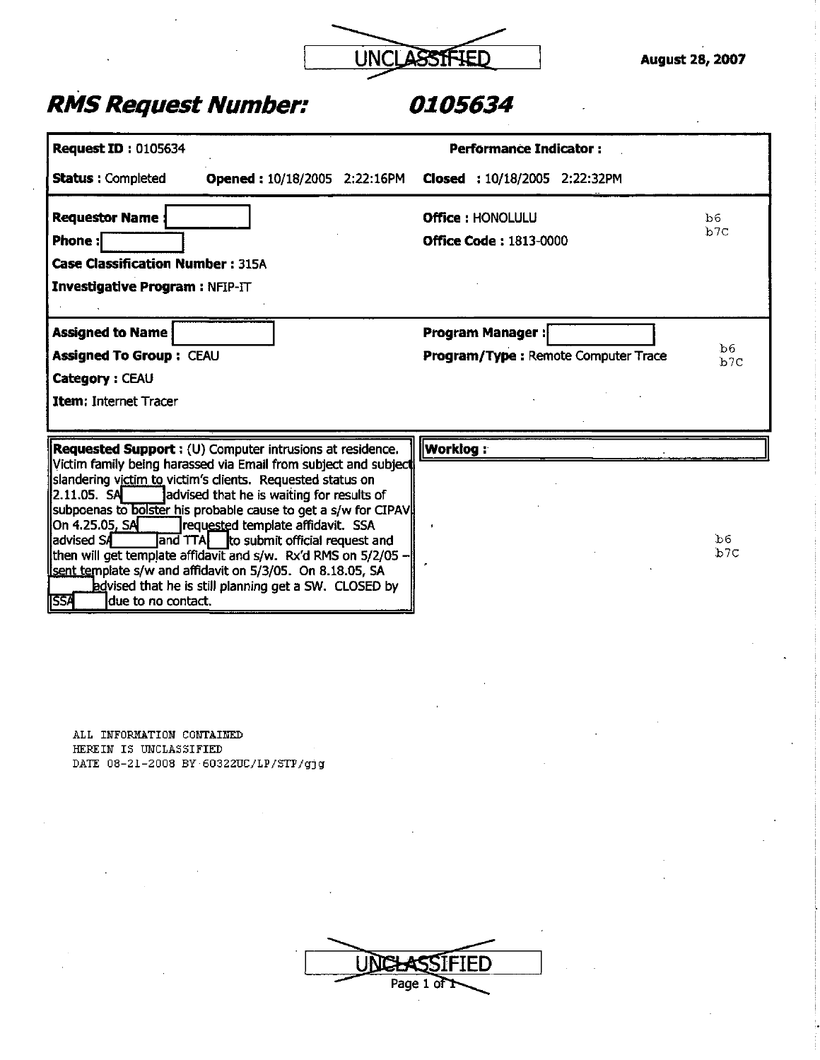UNCLASSIFIED

August 28, 2007

# RMS Request Number: 0105634

**Request ID :** 0105634

**Performance Indicator :**

**Status :** Completed **Opened :** 10/18/2005 2:22:16PM **Closed :** 10/18/2005 2:22:32PM

**Requestor Name :** [redacted]

**Phone :** [redacted]

**Office :** HONOLULU

**Office Code :** 1813-0000

b6
b7C

**Case Classification Number :** 315A

**Investigative Program :** NFIP-IT

**Assigned to Name** [redacted]

**Assigned To Group :** CEAU

**Category :** CEAU

**Item:** Internet Tracer

**Program Manager :** [redacted]

**Program/Type :** Remote Computer Trace

b6
b7C

**Requested Support :** (U) Computer intrusions at residence. Victim family being harassed via Email from subject and subject slandering victim to victim's clients. Requested status on 2.11.05. SA [redacted] advised that he is waiting for results of subpoenas to bolster his probable cause to get a s/w for CIPAV. On 4.25.05, SA [redacted] requested template affidavit. SSA advised SA [redacted] and TTA [redacted] to submit official request and then will get template affidavit and s/w. Rx'd RMS on 5/2/05 -- sent template s/w and affidavit on 5/3/05. On 8.18.05, SA [redacted] advised that he is still planning get a SW. CLOSED by SSA [redacted] due to no contact.

**Worklog :**

b6
b7C

ALL INFORMATION CONTAINED
HEREIN IS UNCLASSIFIED
DATE 08-21-2008 BY 60322UC/LP/STP/gjg

UNCLASSIFIED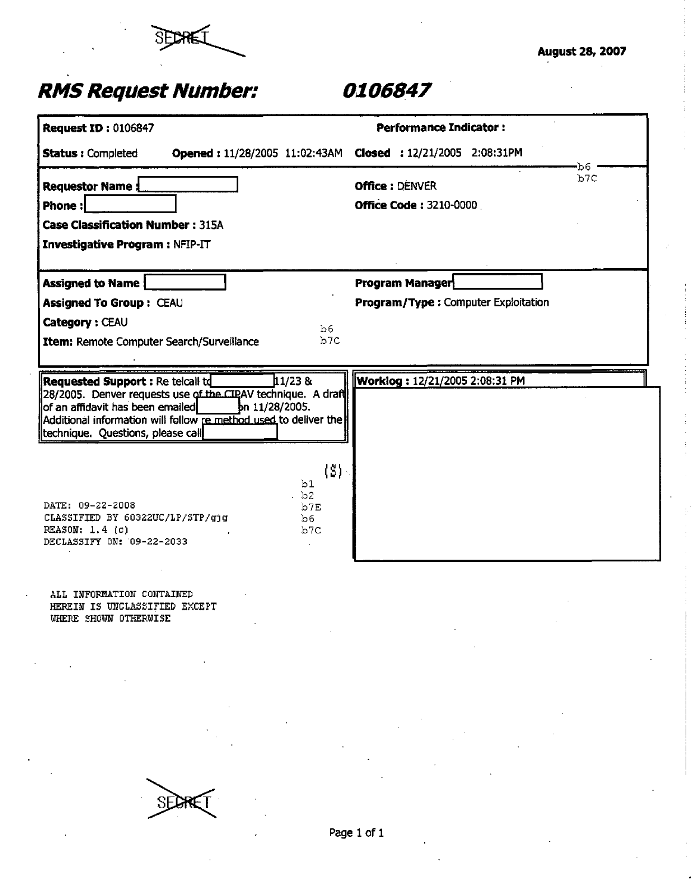~~SECRET~~

August 28, 2007

# RMS Request Number: 0106847

**Request ID :** 0106847 | **Performance Indicator :**

**Status :** Completed **Opened :** 11/28/2005 11:02:43AM **Closed :** 12/21/2005 2:08:31PM

b6
b7C

**Requestor Name :** [redacted]

**Phone :** [redacted]

**Case Classification Number :** 315A

**Investigative Program :** NFIP-IT

**Office :** DENVER

**Office Code :** 3210-0000

**Assigned to Name :** [redacted]

**Assigned To Group :** CEAU

**Category :** CEAU

**Item:** Remote Computer Search/Surveillance

**Program Manager** [redacted]

**Program/Type :** Computer Exploitation

b6
b7C

**Requested Support :** Re telcall to [redacted] 11/23 & 28/2005. Denver requests use of the CIPAV technique. A draft of an affidavit has been emailed [redacted] on 11/28/2005. Additional information will follow re method used to deliver the technique. Questions, please call [redacted]

**Worklog :** 12/21/2005 2:08:31 PM

[redacted]

(S)
b1
b2
b7E
b6
b7C

DATE: 09-22-2008
CLASSIFIED BY 60322UC/LP/STP/gjg
REASON: 1.4 (c)
DECLASSIFY ON: 09-22-2033

ALL INFORMATION CONTAINED
HEREIN IS UNCLASSIFIED EXCEPT
WHERE SHOWN OTHERWISE

~~SECRET~~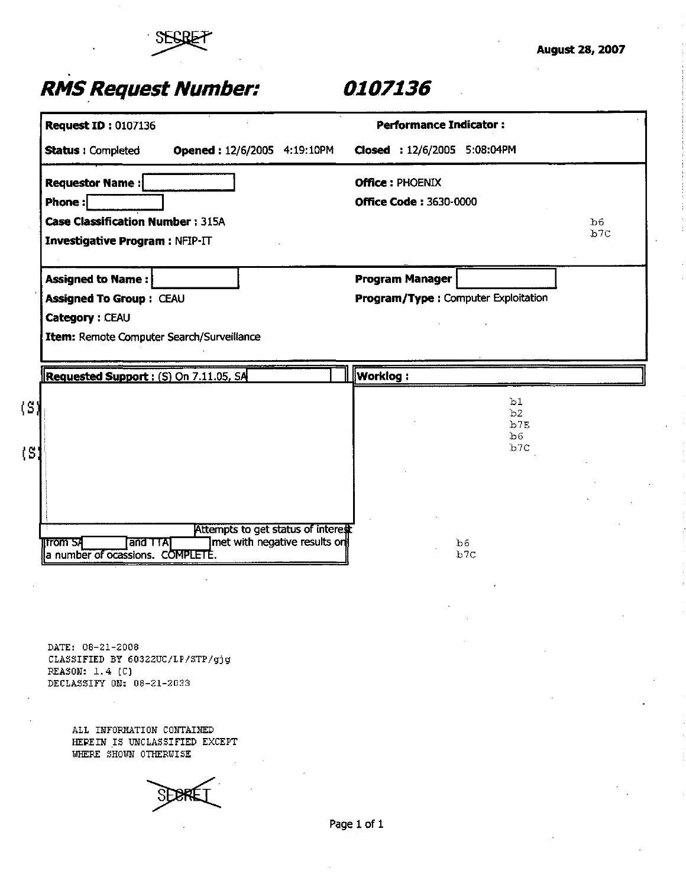~~SECRET~~

August 28, 2007

# *RMS Request Number: 0107136*

**Request ID :** 0107136

**Performance Indicator :**

**Status :** Completed **Opened :** 12/6/2005 4:19:10PM **Closed :** 12/6/2005 5:08:04PM

**Requestor Name :** [redacted]

**Office :** PHOENIX

**Phone :** [redacted]

**Office Code :** 3630-0000

**Case Classification Number :** 315A

b6
b7C

**Investigative Program :** NFIP-IT

**Assigned to Name :** [redacted]

**Program Manager** [redacted]

**Assigned To Group :** CEAU

**Program/Type :** Computer Exploitation

**Category :** CEAU

**Item:** Remote Computer Search/Surveillance

**Requested Support :** (S) On 7.11.05, SA [redacted]

(S) [redacted]

(S) [redacted]

**Worklog :**

b1
b2
b7E
b6
b7C

[redacted] Attempts to get status of interest from SA [redacted] and ITA [redacted] met with negative results on a number of ocassions. COMPLETE.

b6
b7C

DATE: 08-21-2008
CLASSIFIED BY 60322UC/LP/STP/gjg
REASON: 1.4 (C)
DECLASSIFY ON: 08-21-2033

ALL INFORMATION CONTAINED
HEREIN IS UNCLASSIFIED EXCEPT
WHERE SHOWN OTHERWISE

~~SECRET~~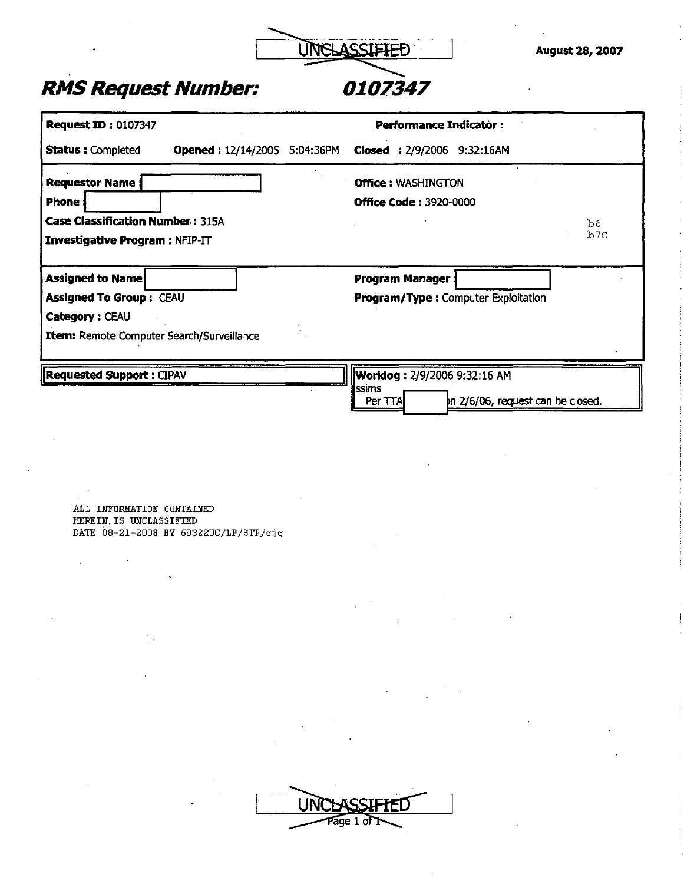UNCLASSIFIED (struck through)

August 28, 2007

# RMS Request Number: 0107347

**Request ID :** 0107347

**Performance Indicator :**

**Status :** Completed **Opened :** 12/14/2005 5:04:36PM **Closed :** 2/9/2006 9:32:16AM

**Requestor Name :** [redacted]

**Phone :** [redacted]

**Case Classification Number :** 315A

**Investigative Program :** NFIP-IT

**Office :** WASHINGTON

**Office Code :** 3920-0000

b6
b7C

**Assigned to Name** [redacted]

**Assigned To Group :** CEAU

**Category :** CEAU

**Item:** Remote Computer Search/Surveillance

**Program Manager :** [redacted]

**Program/Type :** Computer Exploitation

**Requested Support :** CIPAV

**Worklog :** 2/9/2006 9:32:16 AM
ssims
Per TTA [redacted] on 2/6/06, request can be closed.

ALL INFORMATION CONTAINED
HEREIN IS UNCLASSIFIED
DATE 08-21-2008 BY 60322UC/LP/STP/gjg

UNCLASSIFIED (struck through)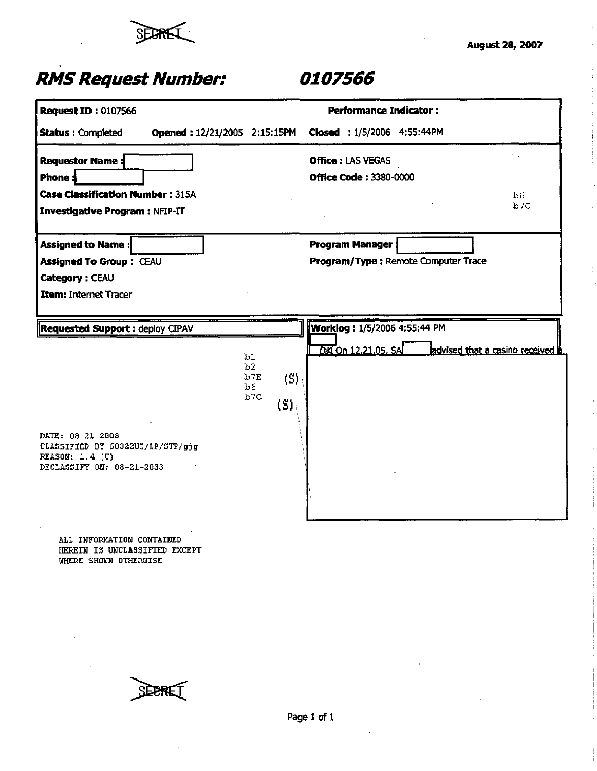~~SECRET~~

August 28, 2007

# *RMS Request Number: 0107566*

**Request ID :** 0107566

**Performance Indicator :**

**Status :** Completed **Opened :** 12/21/2005 2:15:15PM **Closed :** 1/5/2006 4:55:44PM

**Requestor Name :** [redacted]

**Phone :** [redacted]

**Case Classification Number :** 315A

**Investigative Program :** NFIP-IT

**Office :** LAS VEGAS

**Office Code :** 3380-0000

b6
b7C

**Assigned to Name :** [redacted]

**Assigned To Group :** CEAU

**Category :** CEAU

**Item:** Internet Tracer

**Program Manager :** [redacted]

**Program/Type :** Remote Computer Trace

**Requested Support :** deploy CIPAV

b1
b2
b7E
b6
b7C

(S)

(S)

**Worklog :** 1/5/2006 4:55:44 PM

[redacted]

~~(U)~~ On 12.21.05, SA [redacted] advised that a casino received [redacted]

DATE: 08-21-2008
CLASSIFIED BY 60322UC/LP/STP/gjg
REASON: 1.4 (C)
DECLASSIFY ON: 08-21-2033

ALL INFORMATION CONTAINED
HEREIN IS UNCLASSIFIED EXCEPT
WHERE SHOWN OTHERWISE

~~SECRET~~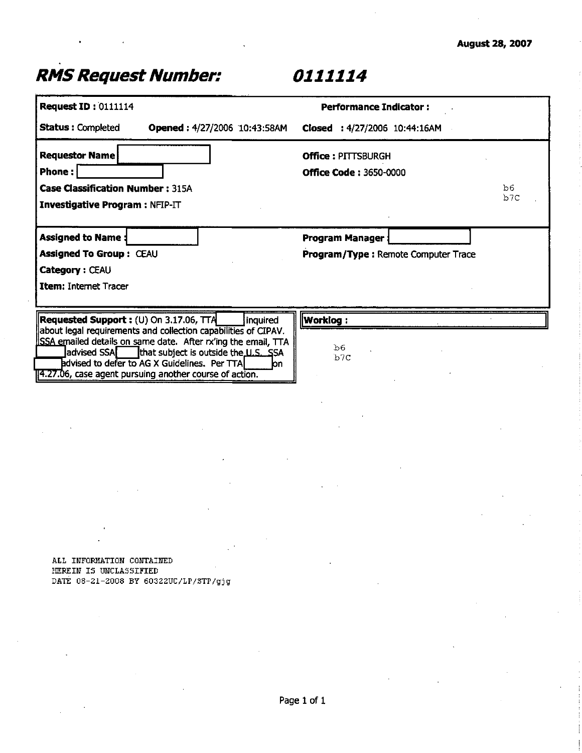August 28, 2007

# RMS Request Number: 0111114

**Request ID :** 0111114

**Performance Indicator :**

**Status :** Completed **Opened :** 4/27/2006 10:43:58AM **Closed :** 4/27/2006 10:44:16AM

**Requestor Name** [ ]

**Phone :** [ ]

**Office :** PITTSBURGH

**Office Code :** 3650-0000

**Case Classification Number :** 315A

**Investigative Program :** NFIP-IT

b6
b7C

**Assigned to Name :** [ ]

**Program Manager :** [ ]

**Assigned To Group :** CEAU

**Program/Type :** Remote Computer Trace

**Category :** CEAU

**Item:** Internet Tracer

**Requested Support :** (U) On 3.17.06, TTA [ ] inquired about legal requirements and collection capabilities of CIPAV. SSA emailed details on same date. After rx'ing the email, TTA [ ] advised SSA [ ] that subject is outside the U.S. SSA [ ] advised to defer to AG X Guidelines. Per TTA [ ] on 4.27.06, case agent pursuing another course of action.

**Worklog :**

b6
b7C

ALL INFORMATION CONTAINED
HEREIN IS UNCLASSIFIED
DATE 08-21-2008 BY 60322UC/LP/STP/gjg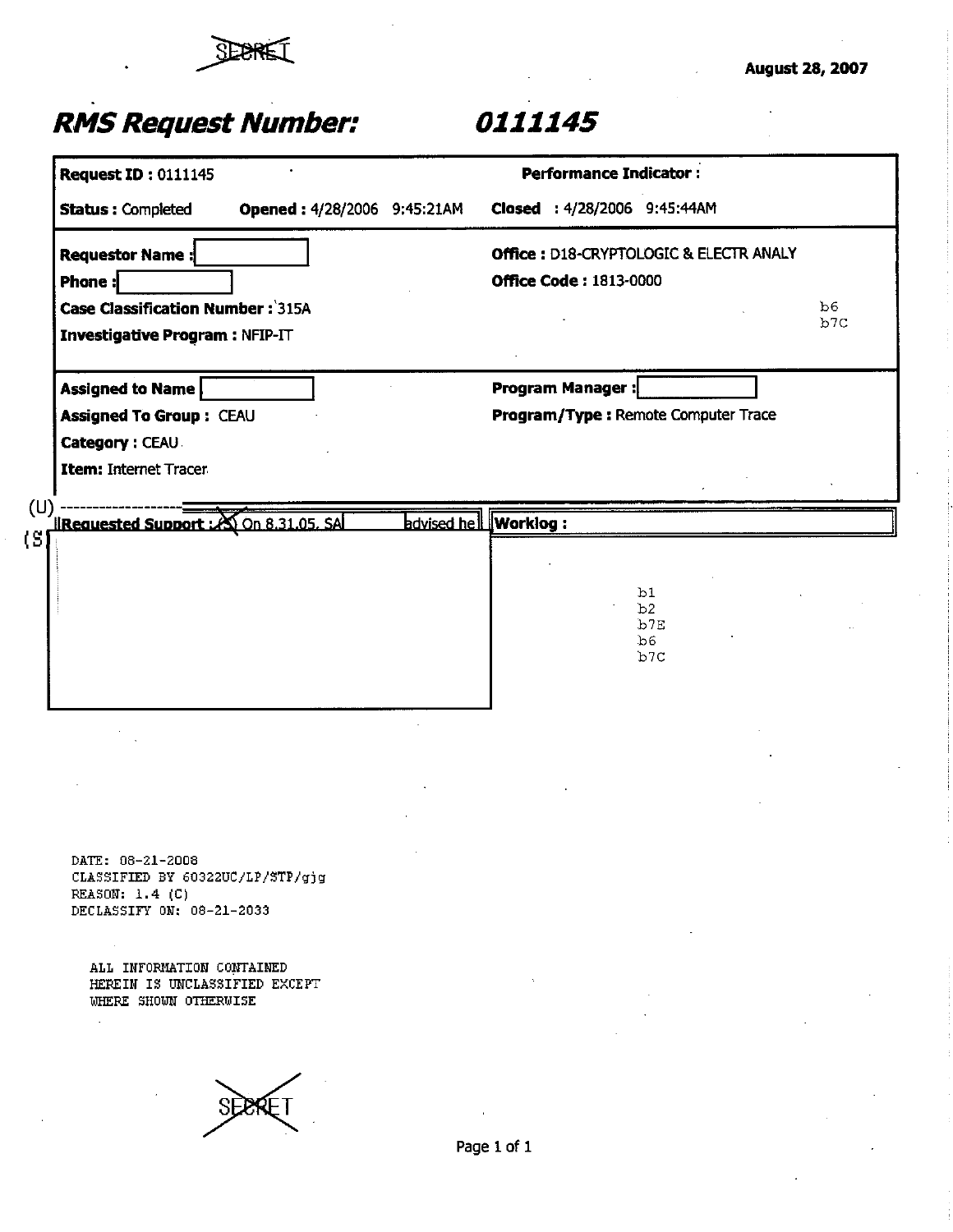~~SECRET~~

August 28, 2007

# RMS Request Number: 0111145

| | |
|---|---|
| **Request ID :** 0111145 | **Performance Indicator :** |
| **Status :** Completed **Opened :** 4/28/2006 9:45:21AM | **Closed :** 4/28/2006 9:45:44AM |
| **Requestor Name :** [redacted] | **Office :** D18-CRYPTOLOGIC & ELECTR ANALY |
| **Phone :** [redacted] | **Office Code :** 1813-0000 |
| **Case Classification Number :** 315A | b6 b7C |
| **Investigative Program :** NFIP-IT | |
| **Assigned to Name** [redacted] | **Program Manager :** [redacted] |
| **Assigned To Group :** CEAU | **Program/Type :** Remote Computer Trace |
| **Category :** CEAU | |
| **Item:** Internet Tracer | |

(U)

| | |
|---|---|
| **Requested Support :** (~~S~~) On 8.31.05, SA [redacted] advised he | **Worklog :** |

(S) [redacted]

b1
b2
b7E
b6
b7C

DATE: 08-21-2008
CLASSIFIED BY 60322UC/LP/STP/gjg
REASON: 1.4 (C)
DECLASSIFY ON: 08-21-2033

ALL INFORMATION CONTAINED
HEREIN IS UNCLASSIFIED EXCEPT
WHERE SHOWN OTHERWISE

~~SECRET~~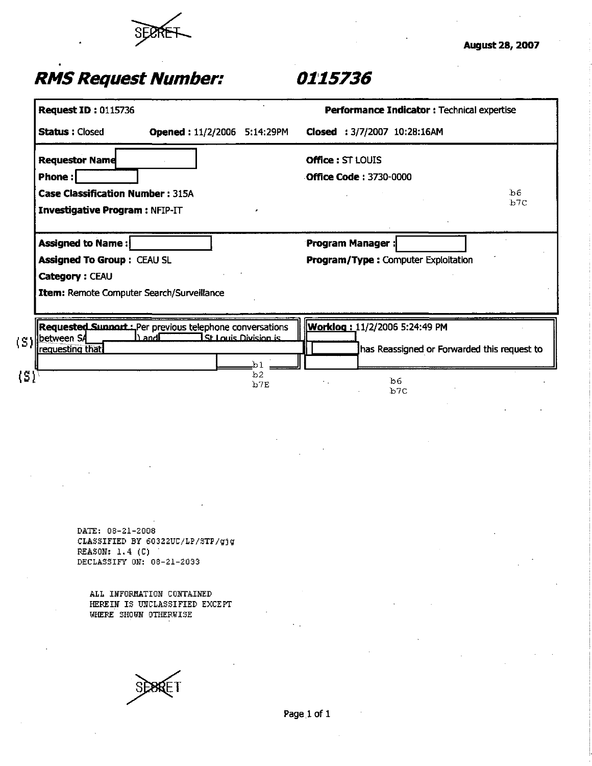SECRET

August 28, 2007

# RMS Request Number: 0115736

**Request ID :** 0115736

**Performance Indicator :** Technical expertise

**Status :** Closed

**Opened :** 11/2/2006 5:14:29PM

**Closed :** 3/7/2007 10:28:16AM

**Requestor Name** [redacted]

**Phone :** [redacted]

**Office :** ST LOUIS

**Office Code :** 3730-0000

**Case Classification Number :** 315A

**Investigative Program :** NFIP-IT

b6
b7C

**Assigned to Name :** [redacted]

**Program Manager :** [redacted]

**Assigned To Group :** CEAU SL

**Program/Type :** Computer Exploitation

**Category :** CEAU

**Item:** Remote Computer Search/Surveillance

(S) **Requested Support :** Per previous telephone conversations between SA [redacted] ) and [redacted] St Louis Division is requesting that [redacted]

(S) [redacted]

b1
b2
b7E

**Worklog :** 11/2/2006 5:24:49 PM

[redacted]

[redacted] has Reassigned or Forwarded this request to [redacted]

b6
b7C

DATE: 08-21-2008
CLASSIFIED BY 60322UC/LP/STP/gjg
REASON: 1.4 (C)
DECLASSIFY ON: 08-21-2033

ALL INFORMATION CONTAINED
HEREIN IS UNCLASSIFIED EXCEPT
WHERE SHOWN OTHERWISE

SECRET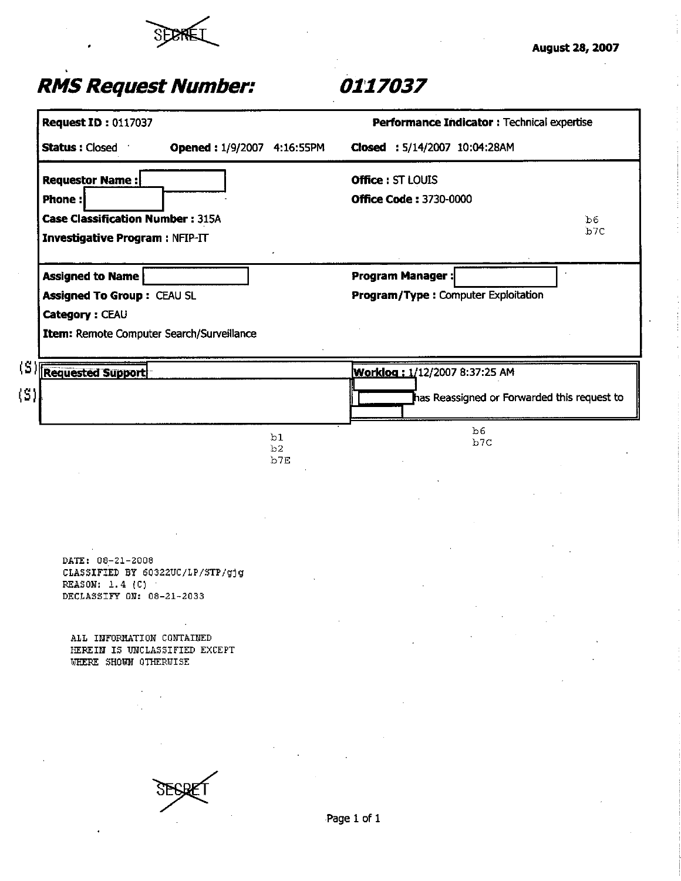~~SECRET~~

August 28, 2007

# RMS Request Number: 0117037

**Request ID :** 0117037

**Performance Indicator :** Technical expertise

**Status :** Closed **Opened :** 1/9/2007 4:16:55PM **Closed :** 5/14/2007 10:04:28AM

**Requestor Name :** [redacted]

**Phone :** [redacted]

**Case Classification Number :** 315A

**Investigative Program :** NFIP-IT

**Office :** ST LOUIS

**Office Code :** 3730-0000

b6
b7C

**Assigned to Name** [redacted]

**Assigned To Group :** CEAU SL

**Category :** CEAU

**Item:** Remote Computer Search/Surveillance

**Program Manager :** [redacted]

**Program/Type :** Computer Exploitation

(S) **Requested Support** [redacted]

(S) [redacted]

b1
b2
b7E

**Worklog :** 1/12/2007 8:37:25 AM

[redacted] has Reassigned or Forwarded this request to [redacted]

b6
b7C

DATE: 08-21-2008
CLASSIFIED BY 60322UC/LP/STP/gjg
REASON: 1.4 (C)
DECLASSIFY ON: 08-21-2033

ALL INFORMATION CONTAINED
HEREIN IS UNCLASSIFIED EXCEPT
WHERE SHOWN OTHERWISE

~~SECRET~~